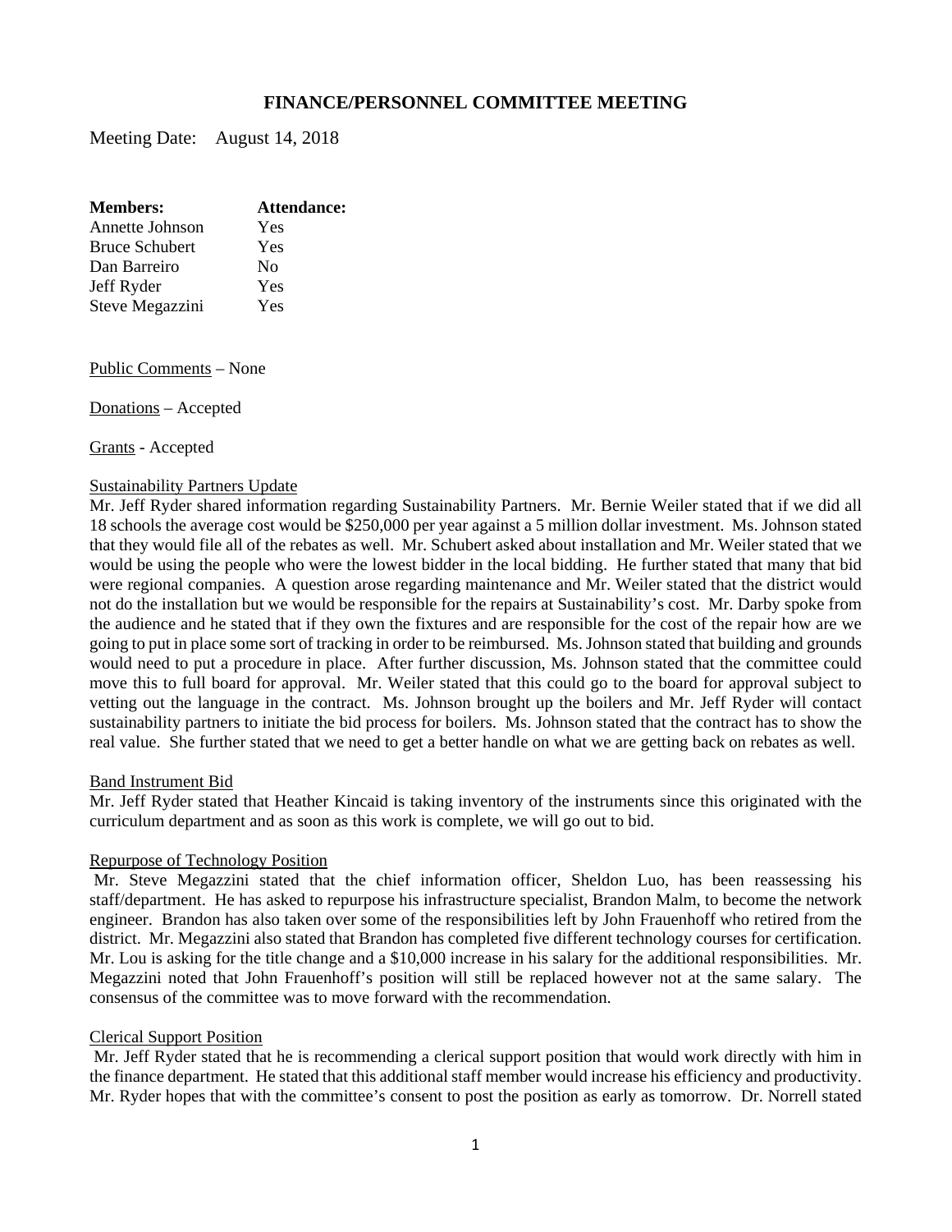# FINANCE/PERSONNEL COMMITTEE MEETING

Meeting Date: August 14, 2018

| Members: | Attendance: |
|---|---|
| Annette Johnson | Yes |
| Bruce Schubert | Yes |
| Dan Barreiro | No |
| Jeff Ryder | Yes |
| Steve Megazzini | Yes |

Public Comments – None

Donations – Accepted

Grants - Accepted

Sustainability Partners Update

Mr. Jeff Ryder shared information regarding Sustainability Partners. Mr. Bernie Weiler stated that if we did all 18 schools the average cost would be $250,000 per year against a 5 million dollar investment. Ms. Johnson stated that they would file all of the rebates as well. Mr. Schubert asked about installation and Mr. Weiler stated that we would be using the people who were the lowest bidder in the local bidding. He further stated that many that bid were regional companies. A question arose regarding maintenance and Mr. Weiler stated that the district would not do the installation but we would be responsible for the repairs at Sustainability's cost. Mr. Darby spoke from the audience and he stated that if they own the fixtures and are responsible for the cost of the repair how are we going to put in place some sort of tracking in order to be reimbursed. Ms. Johnson stated that building and grounds would need to put a procedure in place. After further discussion, Ms. Johnson stated that the committee could move this to full board for approval. Mr. Weiler stated that this could go to the board for approval subject to vetting out the language in the contract. Ms. Johnson brought up the boilers and Mr. Jeff Ryder will contact sustainability partners to initiate the bid process for boilers. Ms. Johnson stated that the contract has to show the real value. She further stated that we need to get a better handle on what we are getting back on rebates as well.

Band Instrument Bid

Mr. Jeff Ryder stated that Heather Kincaid is taking inventory of the instruments since this originated with the curriculum department and as soon as this work is complete, we will go out to bid.

Repurpose of Technology Position

Mr. Steve Megazzini stated that the chief information officer, Sheldon Luo, has been reassessing his staff/department. He has asked to repurpose his infrastructure specialist, Brandon Malm, to become the network engineer. Brandon has also taken over some of the responsibilities left by John Frauenhoff who retired from the district. Mr. Megazzini also stated that Brandon has completed five different technology courses for certification. Mr. Lou is asking for the title change and a $10,000 increase in his salary for the additional responsibilities. Mr. Megazzini noted that John Frauenhoff's position will still be replaced however not at the same salary. The consensus of the committee was to move forward with the recommendation.

Clerical Support Position

Mr. Jeff Ryder stated that he is recommending a clerical support position that would work directly with him in the finance department. He stated that this additional staff member would increase his efficiency and productivity. Mr. Ryder hopes that with the committee's consent to post the position as early as tomorrow. Dr. Norrell stated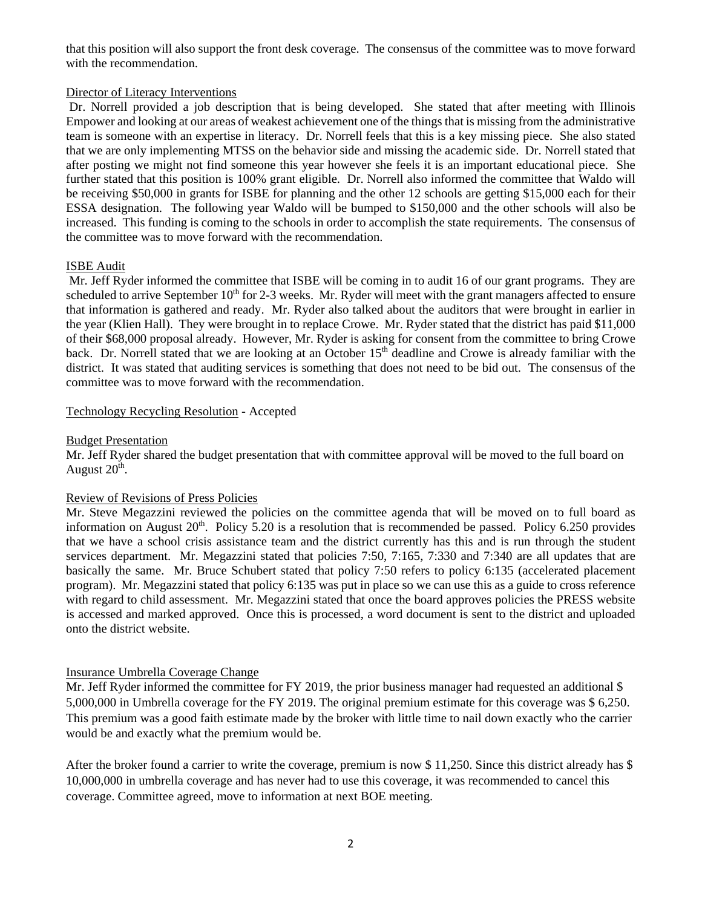that this position will also support the front desk coverage. The consensus of the committee was to move forward with the recommendation.

Director of Literacy Interventions

Dr. Norrell provided a job description that is being developed. She stated that after meeting with Illinois Empower and looking at our areas of weakest achievement one of the things that is missing from the administrative team is someone with an expertise in literacy. Dr. Norrell feels that this is a key missing piece. She also stated that we are only implementing MTSS on the behavior side and missing the academic side. Dr. Norrell stated that after posting we might not find someone this year however she feels it is an important educational piece. She further stated that this position is 100% grant eligible. Dr. Norrell also informed the committee that Waldo will be receiving $50,000 in grants for ISBE for planning and the other 12 schools are getting $15,000 each for their ESSA designation. The following year Waldo will be bumped to $150,000 and the other schools will also be increased. This funding is coming to the schools in order to accomplish the state requirements. The consensus of the committee was to move forward with the recommendation.

ISBE Audit

Mr. Jeff Ryder informed the committee that ISBE will be coming in to audit 16 of our grant programs. They are scheduled to arrive September 10th for 2-3 weeks. Mr. Ryder will meet with the grant managers affected to ensure that information is gathered and ready. Mr. Ryder also talked about the auditors that were brought in earlier in the year (Klien Hall). They were brought in to replace Crowe. Mr. Ryder stated that the district has paid $11,000 of their $68,000 proposal already. However, Mr. Ryder is asking for consent from the committee to bring Crowe back. Dr. Norrell stated that we are looking at an October 15th deadline and Crowe is already familiar with the district. It was stated that auditing services is something that does not need to be bid out. The consensus of the committee was to move forward with the recommendation.

Technology Recycling Resolution - Accepted

Budget Presentation

Mr. Jeff Ryder shared the budget presentation that with committee approval will be moved to the full board on August 20th.

Review of Revisions of Press Policies

Mr. Steve Megazzini reviewed the policies on the committee agenda that will be moved on to full board as information on August 20th. Policy 5.20 is a resolution that is recommended be passed. Policy 6.250 provides that we have a school crisis assistance team and the district currently has this and is run through the student services department. Mr. Megazzini stated that policies 7:50, 7:165, 7:330 and 7:340 are all updates that are basically the same. Mr. Bruce Schubert stated that policy 7:50 refers to policy 6:135 (accelerated placement program). Mr. Megazzini stated that policy 6:135 was put in place so we can use this as a guide to cross reference with regard to child assessment. Mr. Megazzini stated that once the board approves policies the PRESS website is accessed and marked approved. Once this is processed, a word document is sent to the district and uploaded onto the district website.

Insurance Umbrella Coverage Change

Mr. Jeff Ryder informed the committee for FY 2019, the prior business manager had requested an additional $ 5,000,000 in Umbrella coverage for the FY 2019. The original premium estimate for this coverage was $ 6,250. This premium was a good faith estimate made by the broker with little time to nail down exactly who the carrier would be and exactly what the premium would be.

After the broker found a carrier to write the coverage, premium is now $ 11,250. Since this district already has $ 10,000,000 in umbrella coverage and has never had to use this coverage, it was recommended to cancel this coverage. Committee agreed, move to information at next BOE meeting.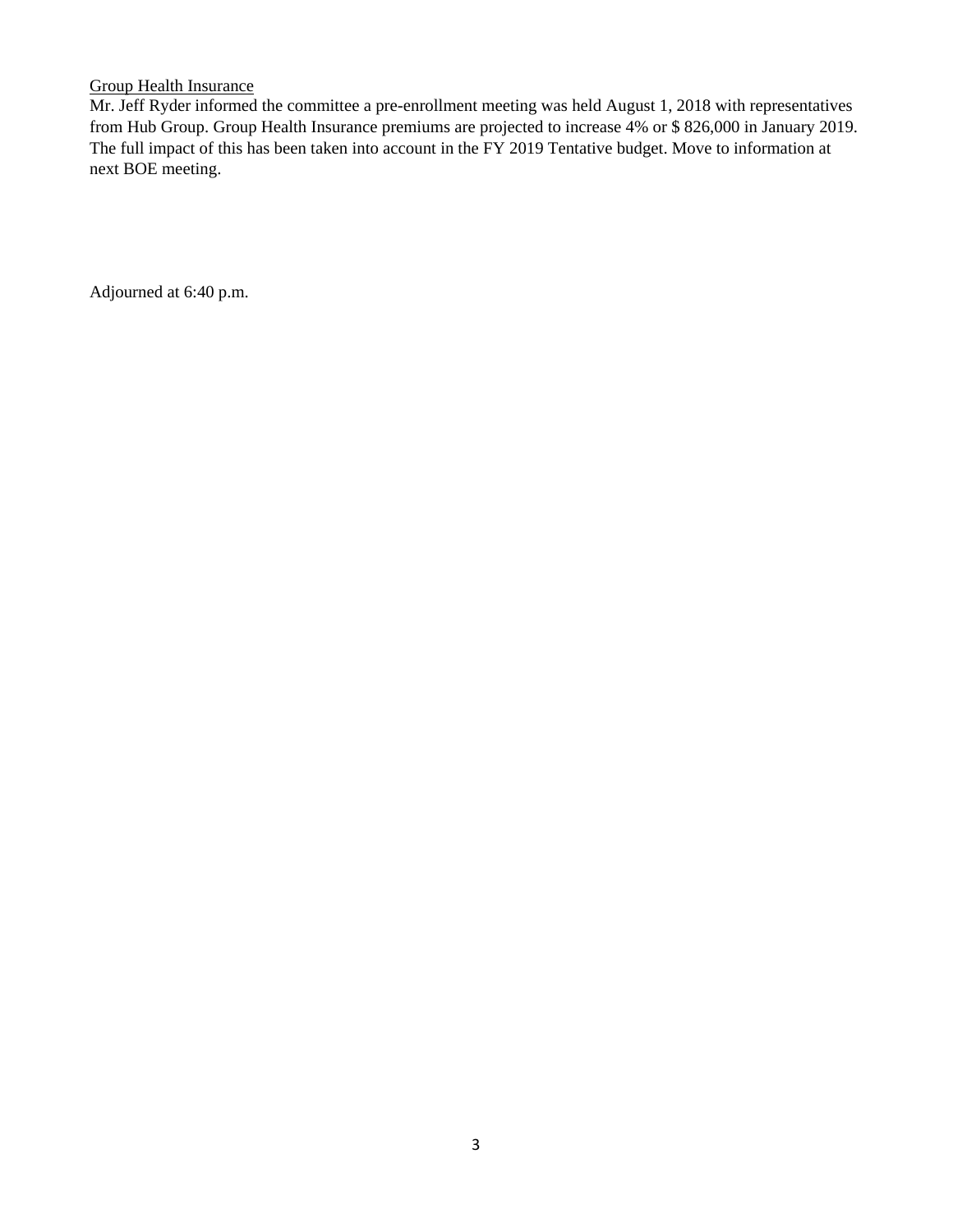<u>Group Health Insurance</u>

Mr. Jeff Ryder informed the committee a pre-enrollment meeting was held August 1, 2018 with representatives from Hub Group. Group Health Insurance premiums are projected to increase 4% or $ 826,000 in January 2019. The full impact of this has been taken into account in the FY 2019 Tentative budget. Move to information at next BOE meeting.

Adjourned at 6:40 p.m.